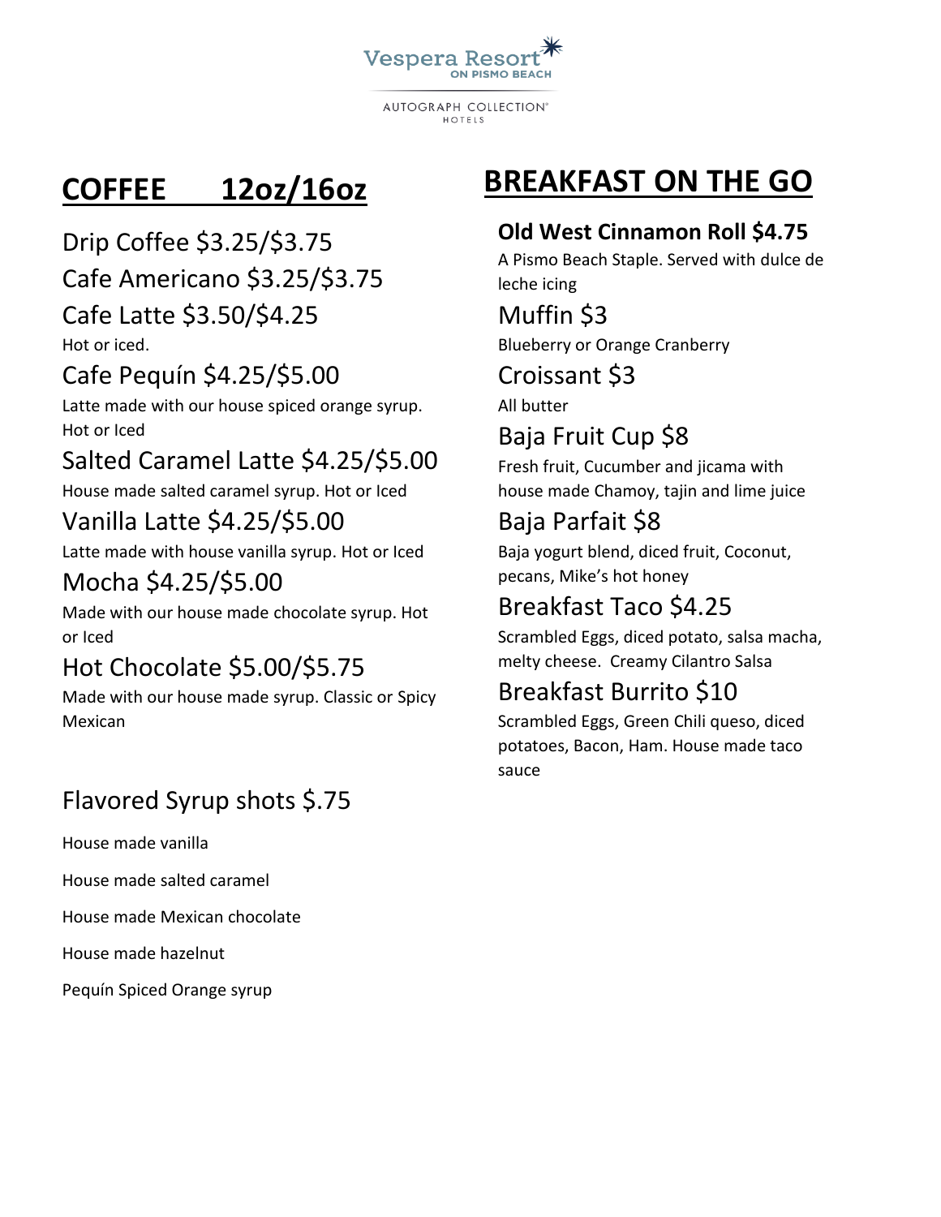Vespera Resort ON PISMO BEACH

AUTOGRAPH COLLECTION HOTELS

## COFFEE 12oz/16oz

Drip Coffee $3.25/$3.75

Cafe Americano $3.25/$3.75

Cafe Latte $3.50/$4.25

Hot or iced.

Cafe Pequín $4.25/$5.00

Latte made with our house spiced orange syrup. Hot or Iced

Salted Caramel Latte $4.25/$5.00

House made salted caramel syrup. Hot or Iced

Vanilla Latte $4.25/$5.00

Latte made with house vanilla syrup. Hot or Iced

Mocha $4.25/$5.00

Made with our house made chocolate syrup. Hot or Iced

Hot Chocolate $5.00/$5.75

Made with our house made syrup. Classic or Spicy Mexican

Flavored Syrup shots $.75

House made vanilla

House made salted caramel

House made Mexican chocolate

House made hazelnut

Pequín Spiced Orange syrup

## BREAKFAST ON THE GO

**Old West Cinnamon Roll $4.75**

A Pismo Beach Staple. Served with dulce de leche icing

Muffin $3

Blueberry or Orange Cranberry

Croissant $3

All butter

Baja Fruit Cup $8

Fresh fruit, Cucumber and jicama with house made Chamoy, tajin and lime juice

Baja Parfait $8

Baja yogurt blend, diced fruit, Coconut, pecans, Mike's hot honey

Breakfast Taco $4.25

Scrambled Eggs, diced potato, salsa macha, melty cheese. Creamy Cilantro Salsa

Breakfast Burrito $10

Scrambled Eggs, Green Chili queso, diced potatoes, Bacon, Ham. House made taco sauce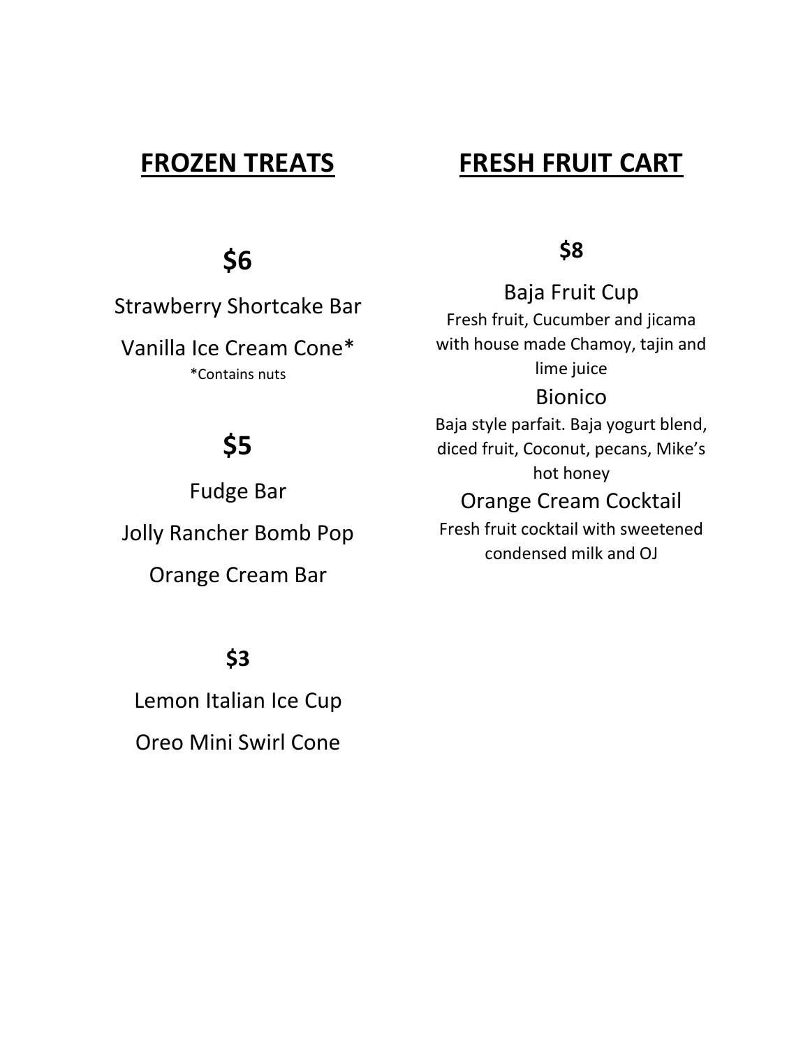## FROZEN TREATS

### $6

Strawberry Shortcake Bar

Vanilla Ice Cream Cone*

*Contains nuts

### $5

Fudge Bar

Jolly Rancher Bomb Pop

Orange Cream Bar

### $3

Lemon Italian Ice Cup

Oreo Mini Swirl Cone

## FRESH FRUIT CART

### $8

Baja Fruit Cup

Fresh fruit, Cucumber and jicama with house made Chamoy, tajin and lime juice

Bionico

Baja style parfait. Baja yogurt blend, diced fruit, Coconut, pecans, Mike's hot honey

Orange Cream Cocktail

Fresh fruit cocktail with sweetened condensed milk and OJ